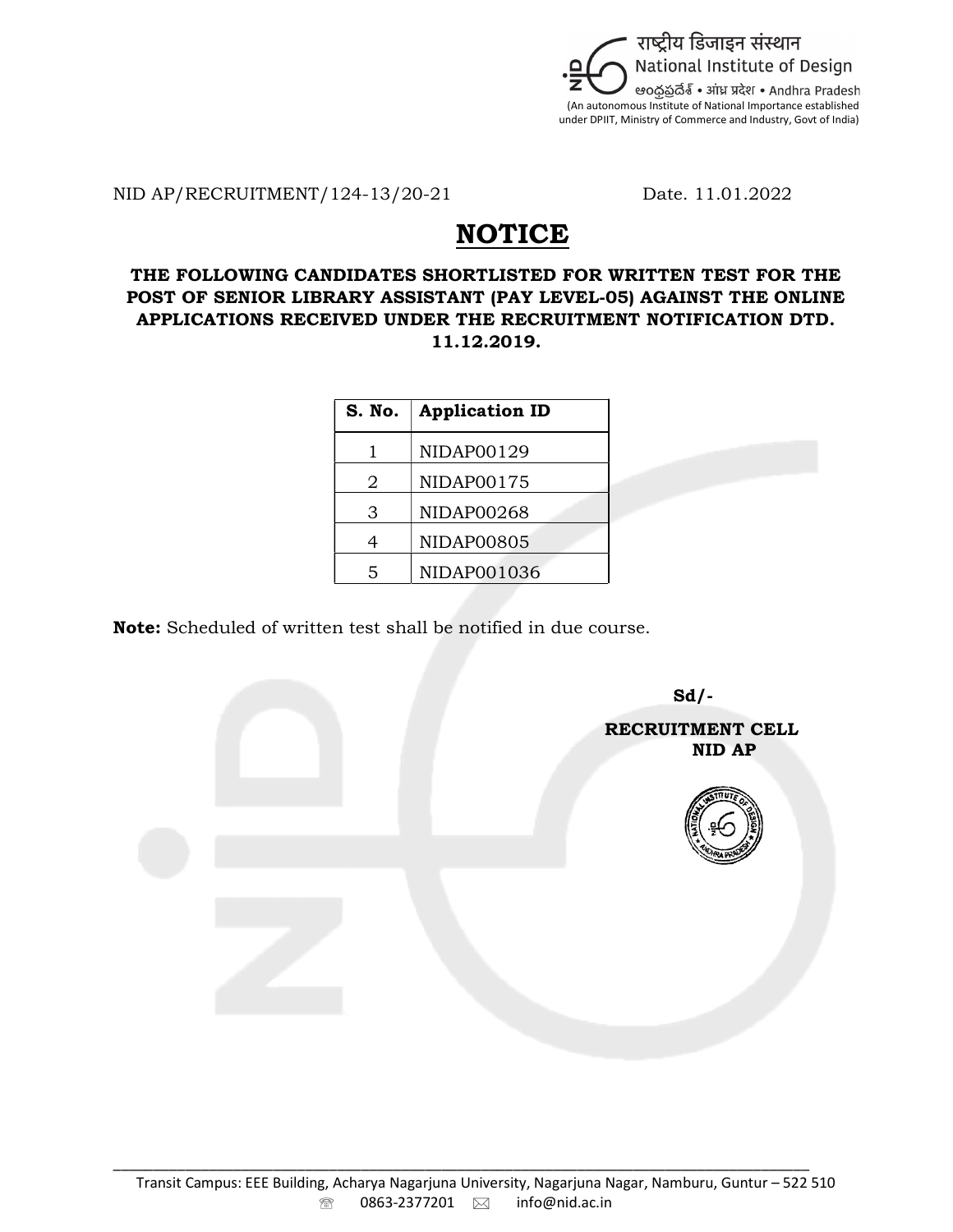राष्ट्रीय डिजाइन संस्थान
National Institute of Design
ఆంధ్రప్రదేశ్ • आंध्र प्रदेश • Andhra Pradesh
(An autonomous Institute of National Importance established under DPIIT, Ministry of Commerce and Industry, Govt of India)

NID AP/RECRUITMENT/124-13/20-21 Date. 11.01.2022

# NOTICE

**THE FOLLOWING CANDIDATES SHORTLISTED FOR WRITTEN TEST FOR THE POST OF SENIOR LIBRARY ASSISTANT (PAY LEVEL-05) AGAINST THE ONLINE APPLICATIONS RECEIVED UNDER THE RECRUITMENT NOTIFICATION DTD. 11.12.2019.**

| S. No. | Application ID |
|---|---|
| 1 | NIDAP00129 |
| 2 | NIDAP00175 |
| 3 | NIDAP00268 |
| 4 | NIDAP00805 |
| 5 | NIDAP001036 |

**Note:** Scheduled of written test shall be notified in due course.

**Sd/-**

**RECRUITMENT CELL**
**NID AP**

Transit Campus: EEE Building, Acharya Nagarjuna University, Nagarjuna Nagar, Namburu, Guntur – 522 510
0863-2377201 info@nid.ac.in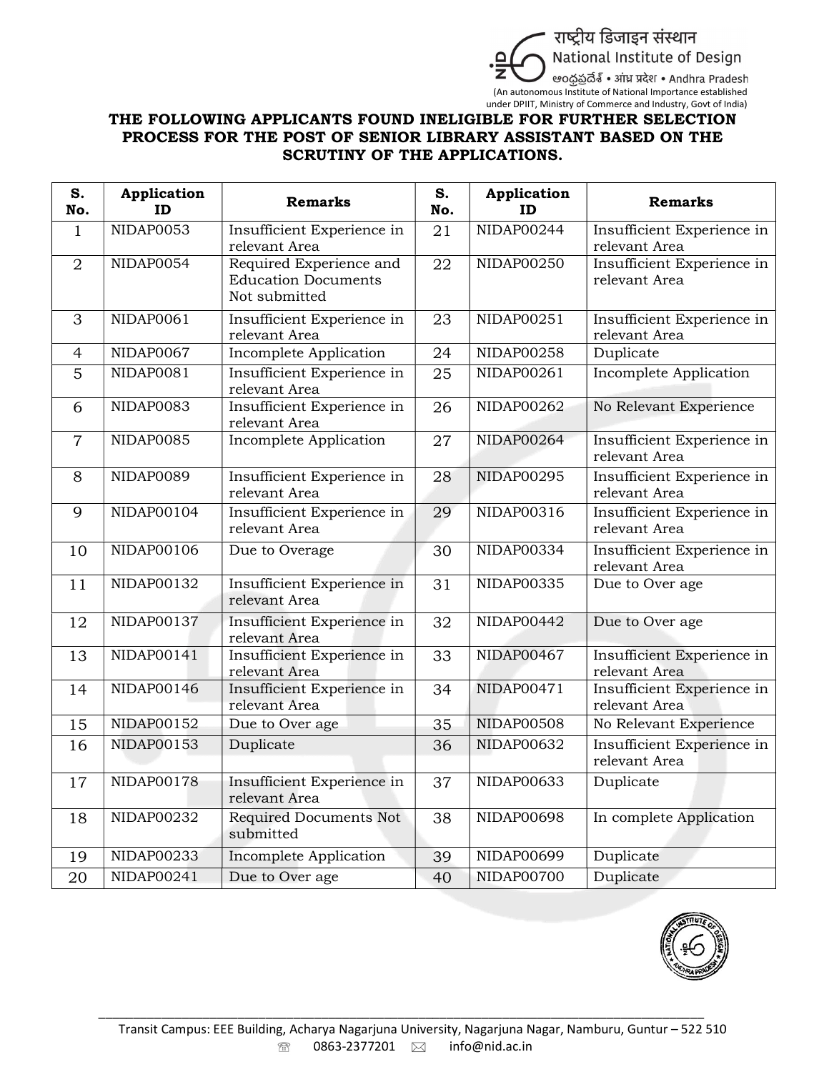राष्ट्रीय डिजाइन संस्थान
National Institute of Design
ఆంధ్రప్రదేశ్ • आंध्र प्रदेश • Andhra Pradesh
(An autonomous Institute of National Importance established under DPIIT, Ministry of Commerce and Industry, Govt of India)

## THE FOLLOWING APPLICANTS FOUND INELIGIBLE FOR FURTHER SELECTION PROCESS FOR THE POST OF SENIOR LIBRARY ASSISTANT BASED ON THE SCRUTINY OF THE APPLICATIONS.

| S. No. | Application ID | Remarks | S. No. | Application ID | Remarks |
|---|---|---|---|---|---|
| 1 | NIDAP0053 | Insufficient Experience in relevant Area | 21 | NIDAP00244 | Insufficient Experience in relevant Area |
| 2 | NIDAP0054 | Required Experience and Education Documents Not submitted | 22 | NIDAP00250 | Insufficient Experience in relevant Area |
| 3 | NIDAP0061 | Insufficient Experience in relevant Area | 23 | NIDAP00251 | Insufficient Experience in relevant Area |
| 4 | NIDAP0067 | Incomplete Application | 24 | NIDAP00258 | Duplicate |
| 5 | NIDAP0081 | Insufficient Experience in relevant Area | 25 | NIDAP00261 | Incomplete Application |
| 6 | NIDAP0083 | Insufficient Experience in relevant Area | 26 | NIDAP00262 | No Relevant Experience |
| 7 | NIDAP0085 | Incomplete Application | 27 | NIDAP00264 | Insufficient Experience in relevant Area |
| 8 | NIDAP0089 | Insufficient Experience in relevant Area | 28 | NIDAP00295 | Insufficient Experience in relevant Area |
| 9 | NIDAP00104 | Insufficient Experience in relevant Area | 29 | NIDAP00316 | Insufficient Experience in relevant Area |
| 10 | NIDAP00106 | Due to Overage | 30 | NIDAP00334 | Insufficient Experience in relevant Area |
| 11 | NIDAP00132 | Insufficient Experience in relevant Area | 31 | NIDAP00335 | Due to Over age |
| 12 | NIDAP00137 | Insufficient Experience in relevant Area | 32 | NIDAP00442 | Due to Over age |
| 13 | NIDAP00141 | Insufficient Experience in relevant Area | 33 | NIDAP00467 | Insufficient Experience in relevant Area |
| 14 | NIDAP00146 | Insufficient Experience in relevant Area | 34 | NIDAP00471 | Insufficient Experience in relevant Area |
| 15 | NIDAP00152 | Due to Over age | 35 | NIDAP00508 | No Relevant Experience |
| 16 | NIDAP00153 | Duplicate | 36 | NIDAP00632 | Insufficient Experience in relevant Area |
| 17 | NIDAP00178 | Insufficient Experience in relevant Area | 37 | NIDAP00633 | Duplicate |
| 18 | NIDAP00232 | Required Documents Not submitted | 38 | NIDAP00698 | In complete Application |
| 19 | NIDAP00233 | Incomplete Application | 39 | NIDAP00699 | Duplicate |
| 20 | NIDAP00241 | Due to Over age | 40 | NIDAP00700 | Duplicate |

Transit Campus: EEE Building, Acharya Nagarjuna University, Nagarjuna Nagar, Namburu, Guntur – 522 510
0863-2377201 info@nid.ac.in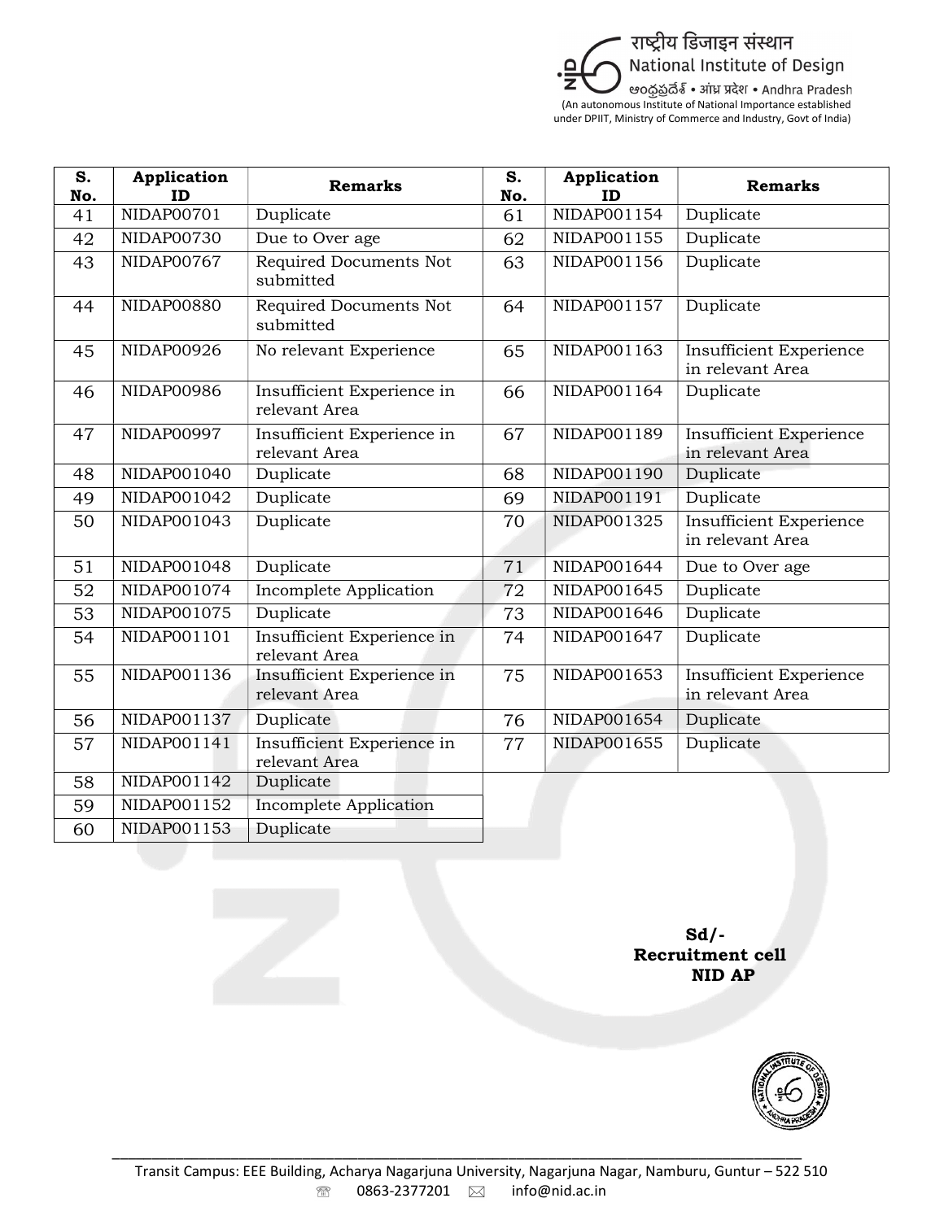| S. No. | Application ID | Remarks | S. No. | Application ID | Remarks |
|---|---|---|---|---|---|
| 41 | NIDAP00701 | Duplicate | 61 | NIDAP001154 | Duplicate |
| 42 | NIDAP00730 | Due to Over age | 62 | NIDAP001155 | Duplicate |
| 43 | NIDAP00767 | Required Documents Not submitted | 63 | NIDAP001156 | Duplicate |
| 44 | NIDAP00880 | Required Documents Not submitted | 64 | NIDAP001157 | Duplicate |
| 45 | NIDAP00926 | No relevant Experience | 65 | NIDAP001163 | Insufficient Experience in relevant Area |
| 46 | NIDAP00986 | Insufficient Experience in relevant Area | 66 | NIDAP001164 | Duplicate |
| 47 | NIDAP00997 | Insufficient Experience in relevant Area | 67 | NIDAP001189 | Insufficient Experience in relevant Area |
| 48 | NIDAP001040 | Duplicate | 68 | NIDAP001190 | Duplicate |
| 49 | NIDAP001042 | Duplicate | 69 | NIDAP001191 | Duplicate |
| 50 | NIDAP001043 | Duplicate | 70 | NIDAP001325 | Insufficient Experience in relevant Area |
| 51 | NIDAP001048 | Duplicate | 71 | NIDAP001644 | Due to Over age |
| 52 | NIDAP001074 | Incomplete Application | 72 | NIDAP001645 | Duplicate |
| 53 | NIDAP001075 | Duplicate | 73 | NIDAP001646 | Duplicate |
| 54 | NIDAP001101 | Insufficient Experience in relevant Area | 74 | NIDAP001647 | Duplicate |
| 55 | NIDAP001136 | Insufficient Experience in relevant Area | 75 | NIDAP001653 | Insufficient Experience in relevant Area |
| 56 | NIDAP001137 | Duplicate | 76 | NIDAP001654 | Duplicate |
| 57 | NIDAP001141 | Insufficient Experience in relevant Area | 77 | NIDAP001655 | Duplicate |
| 58 | NIDAP001142 | Duplicate | | | |
| 59 | NIDAP001152 | Incomplete Application | | | |
| 60 | NIDAP001153 | Duplicate | | | |

**Sd/-**
**Recruitment cell**
**NID AP**